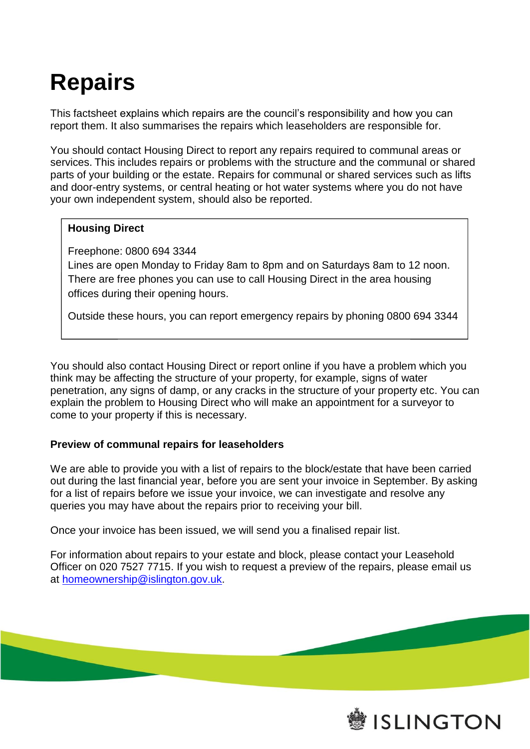# Repairs

This factsheet explains which repairs are the council's responsibility and how you can report them. It also summarises the repairs which leaseholders are responsible for.

You should contact Housing Direct to report any repairs required to communal areas or services. This includes repairs or problems with the structure and the communal or shared parts of your building or the estate. Repairs for communal or shared services such as lifts and door-entry systems, or central heating or hot water systems where you do not have your own independent system, should also be reported.

> **Housing Direct**
>
> Freephone: 0800 694 3344
> Lines are open Monday to Friday 8am to 8pm and on Saturdays 8am to 12 noon. There are free phones you can use to call Housing Direct in the area housing offices during their opening hours.
>
> Outside these hours, you can report emergency repairs by phoning 0800 694 3344

You should also contact Housing Direct or report online if you have a problem which you think may be affecting the structure of your property, for example, signs of water penetration, any signs of damp, or any cracks in the structure of your property etc. You can explain the problem to Housing Direct who will make an appointment for a surveyor to come to your property if this is necessary.

**Preview of communal repairs for leaseholders**

We are able to provide you with a list of repairs to the block/estate that have been carried out during the last financial year, before you are sent your invoice in September. By asking for a list of repairs before we issue your invoice, we can investigate and resolve any queries you may have about the repairs prior to receiving your bill.

Once your invoice has been issued, we will send you a finalised repair list.

For information about repairs to your estate and block, please contact your Leasehold Officer on 020 7527 7715. If you wish to request a preview of the repairs, please email us at homeownership@islington.gov.uk.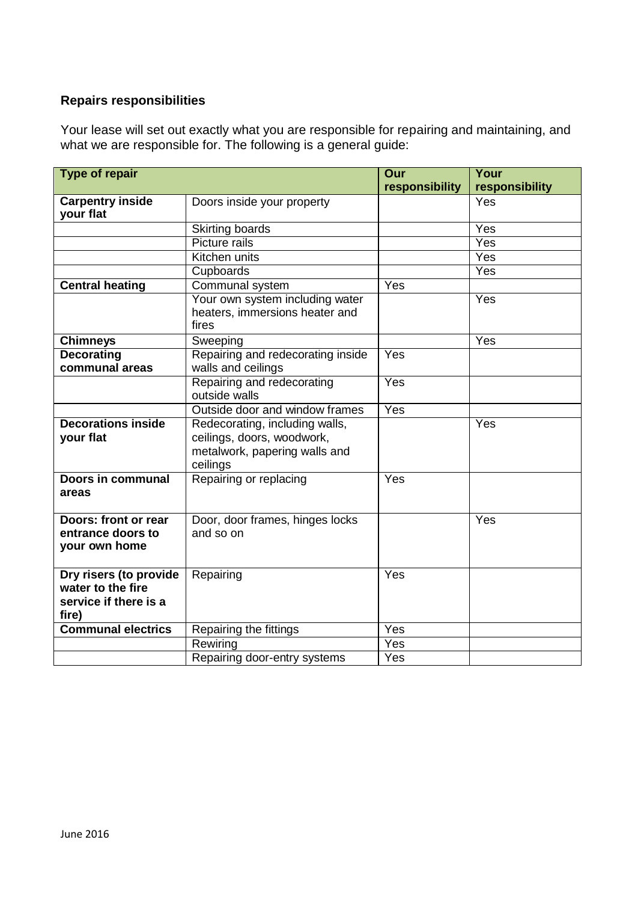## Repairs responsibilities

Your lease will set out exactly what you are responsible for repairing and maintaining, and what we are responsible for. The following is a general guide:

| Type of repair | | Our responsibility | Your responsibility |
|---|---|---|---|
| **Carpentry inside your flat** | Doors inside your property | | Yes |
| | Skirting boards | | Yes |
| | Picture rails | | Yes |
| | Kitchen units | | Yes |
| | Cupboards | | Yes |
| **Central heating** | Communal system | Yes | |
| | Your own system including water heaters, immersions heater and fires | | Yes |
| **Chimneys** | Sweeping | | Yes |
| **Decorating communal areas** | Repairing and redecorating inside walls and ceilings | Yes | |
| | Repairing and redecorating outside walls | Yes | |
| | Outside door and window frames | Yes | |
| **Decorations inside your flat** | Redecorating, including walls, ceilings, doors, woodwork, metalwork, papering walls and ceilings | | Yes |
| **Doors in communal areas** | Repairing or replacing | Yes | |
| **Doors: front or rear entrance doors to your own home** | Door, door frames, hinges locks and so on | | Yes |
| **Dry risers (to provide water to the fire service if there is a fire)** | Repairing | Yes | |
| **Communal electrics** | Repairing the fittings | Yes | |
| | Rewiring | Yes | |
| | Repairing door-entry systems | Yes | |

June 2016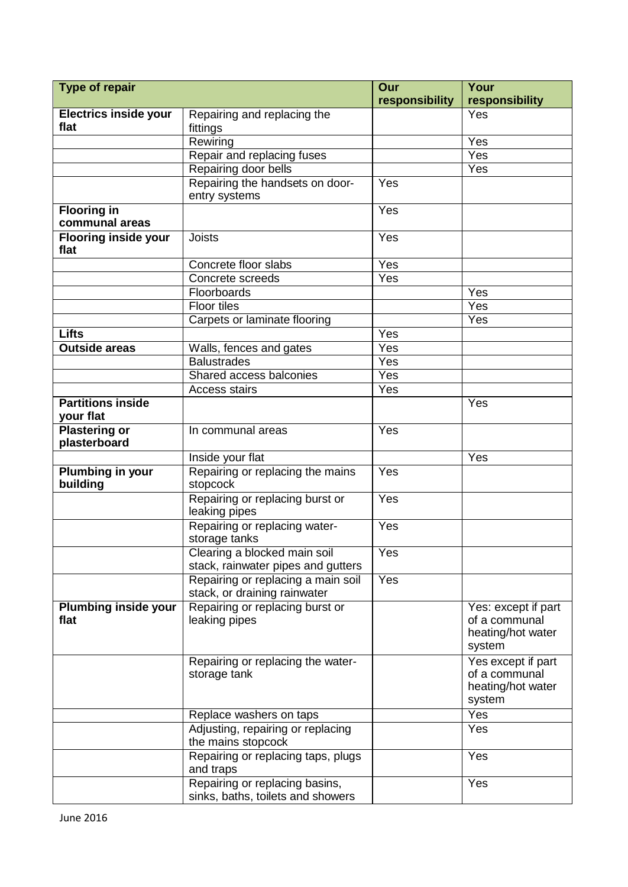| Type of repair | | Our responsibility | Your responsibility |
|---|---|---|---|
| **Electrics inside your flat** | Repairing and replacing the fittings | | Yes |
| | Rewiring | | Yes |
| | Repair and replacing fuses | | Yes |
| | Repairing door bells | | Yes |
| | Repairing the handsets on door-entry systems | Yes | |
| **Flooring in communal areas** | | Yes | |
| **Flooring inside your flat** | Joists | Yes | |
| | Concrete floor slabs | Yes | |
| | Concrete screeds | Yes | |
| | Floorboards | | Yes |
| | Floor tiles | | Yes |
| | Carpets or laminate flooring | | Yes |
| **Lifts** | | Yes | |
| **Outside areas** | Walls, fences and gates | Yes | |
| | Balustrades | Yes | |
| | Shared access balconies | Yes | |
| | Access stairs | Yes | |
| **Partitions inside your flat** | | | Yes |
| **Plastering or plasterboard** | In communal areas | Yes | |
| | Inside your flat | | Yes |
| **Plumbing in your building** | Repairing or replacing the mains stopcock | Yes | |
| | Repairing or replacing burst or leaking pipes | Yes | |
| | Repairing or replacing water-storage tanks | Yes | |
| | Clearing a blocked main soil stack, rainwater pipes and gutters | Yes | |
| | Repairing or replacing a main soil stack, or draining rainwater | Yes | |
| **Plumbing inside your flat** | Repairing or replacing burst or leaking pipes | | Yes: except if part of a communal heating/hot water system |
| | Repairing or replacing the water-storage tank | | Yes except if part of a communal heating/hot water system |
| | Replace washers on taps | | Yes |
| | Adjusting, repairing or replacing the mains stopcock | | Yes |
| | Repairing or replacing taps, plugs and traps | | Yes |
| | Repairing or replacing basins, sinks, baths, toilets and showers | | Yes |

June 2016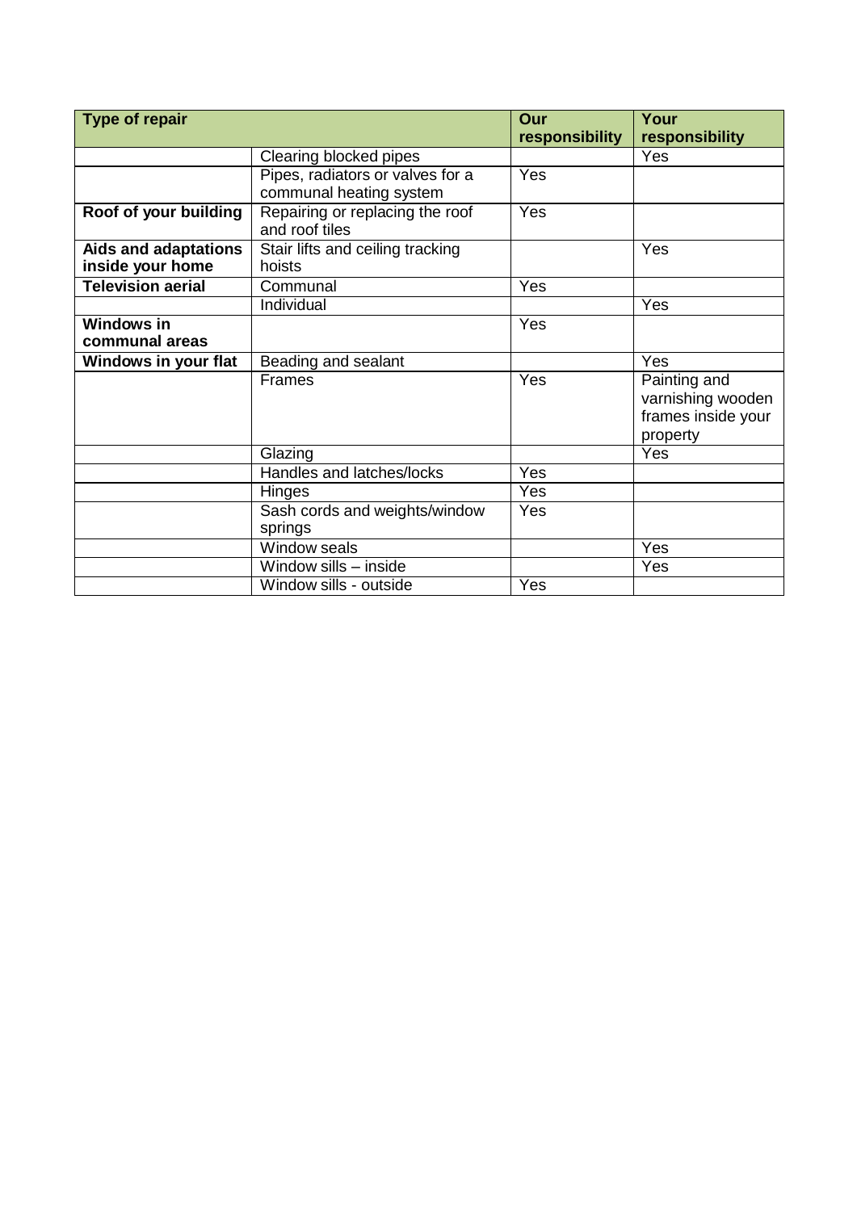| Type of repair | | Our responsibility | Your responsibility |
|---|---|---|---|
| | Clearing blocked pipes | | Yes |
| | Pipes, radiators or valves for a communal heating system | Yes | |
| **Roof of your building** | Repairing or replacing the roof and roof tiles | Yes | |
| **Aids and adaptations inside your home** | Stair lifts and ceiling tracking hoists | | Yes |
| **Television aerial** | Communal | Yes | |
| | Individual | | Yes |
| **Windows in communal areas** | | Yes | |
| **Windows in your flat** | Beading and sealant | | Yes |
| | Frames | Yes | Painting and varnishing wooden frames inside your property |
| | Glazing | | Yes |
| | Handles and latches/locks | Yes | |
| | Hinges | Yes | |
| | Sash cords and weights/window springs | Yes | |
| | Window seals | | Yes |
| | Window sills – inside | | Yes |
| | Window sills - outside | Yes | |